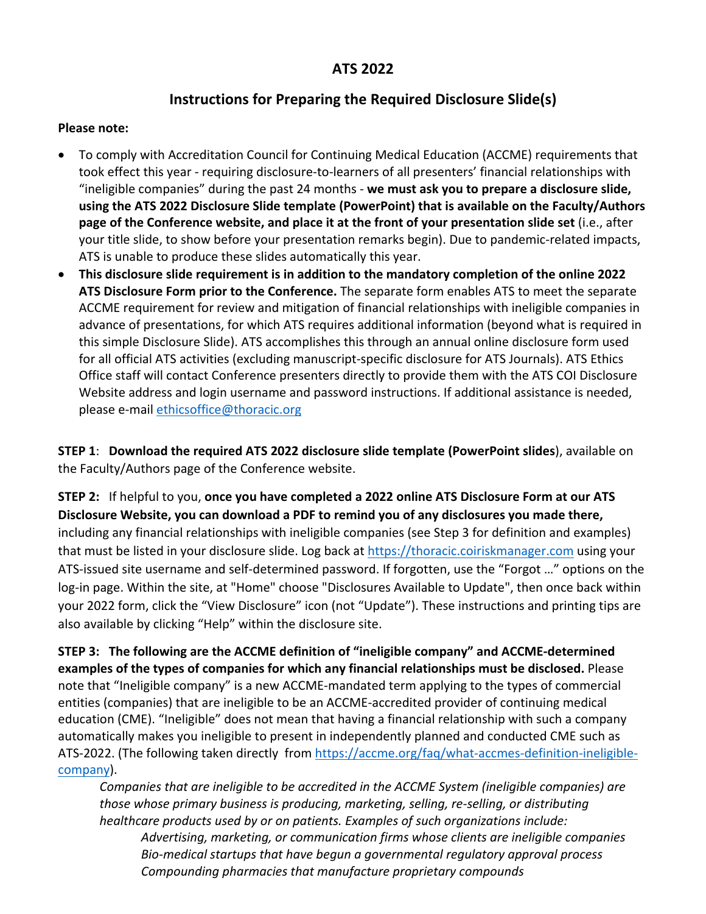# ATS 2022

## Instructions for Preparing the Required Disclosure Slide(s)

**Please note:**

- To comply with Accreditation Council for Continuing Medical Education (ACCME) requirements that took effect this year - requiring disclosure-to-learners of all presenters' financial relationships with "ineligible companies" during the past 24 months - **we must ask you to prepare a disclosure slide, using the ATS 2022 Disclosure Slide template (PowerPoint) that is available on the Faculty/Authors page of the Conference website, and place it at the front of your presentation slide set** (i.e., after your title slide, to show before your presentation remarks begin). Due to pandemic-related impacts, ATS is unable to produce these slides automatically this year.
- **This disclosure slide requirement is in addition to the mandatory completion of the online 2022 ATS Disclosure Form prior to the Conference.** The separate form enables ATS to meet the separate ACCME requirement for review and mitigation of financial relationships with ineligible companies in advance of presentations, for which ATS requires additional information (beyond what is required in this simple Disclosure Slide). ATS accomplishes this through an annual online disclosure form used for all official ATS activities (excluding manuscript-specific disclosure for ATS Journals). ATS Ethics Office staff will contact Conference presenters directly to provide them with the ATS COI Disclosure Website address and login username and password instructions. If additional assistance is needed, please e-mail ethicsoffice@thoracic.org

**STEP 1**: **Download the required ATS 2022 disclosure slide template (PowerPoint slides**), available on the Faculty/Authors page of the Conference website.

**STEP 2:** If helpful to you, **once you have completed a 2022 online ATS Disclosure Form at our ATS Disclosure Website, you can download a PDF to remind you of any disclosures you made there,** including any financial relationships with ineligible companies (see Step 3 for definition and examples) that must be listed in your disclosure slide. Log back at https://thoracic.coiriskmanager.com using your ATS-issued site username and self-determined password. If forgotten, use the "Forgot …" options on the log-in page. Within the site, at "Home" choose "Disclosures Available to Update", then once back within your 2022 form, click the "View Disclosure" icon (not "Update"). These instructions and printing tips are also available by clicking "Help" within the disclosure site.

**STEP 3: The following are the ACCME definition of "ineligible company" and ACCME-determined examples of the types of companies for which any financial relationships must be disclosed.** Please note that "Ineligible company" is a new ACCME-mandated term applying to the types of commercial entities (companies) that are ineligible to be an ACCME-accredited provider of continuing medical education (CME). "Ineligible" does not mean that having a financial relationship with such a company automatically makes you ineligible to present in independently planned and conducted CME such as ATS-2022. (The following taken directly from https://accme.org/faq/what-accmes-definition-ineligible-company).

> *Companies that are ineligible to be accredited in the ACCME System (ineligible companies) are those whose primary business is producing, marketing, selling, re-selling, or distributing healthcare products used by or on patients. Examples of such organizations include:*
>
> > *Advertising, marketing, or communication firms whose clients are ineligible companies*
> > *Bio-medical startups that have begun a governmental regulatory approval process*
> > *Compounding pharmacies that manufacture proprietary compounds*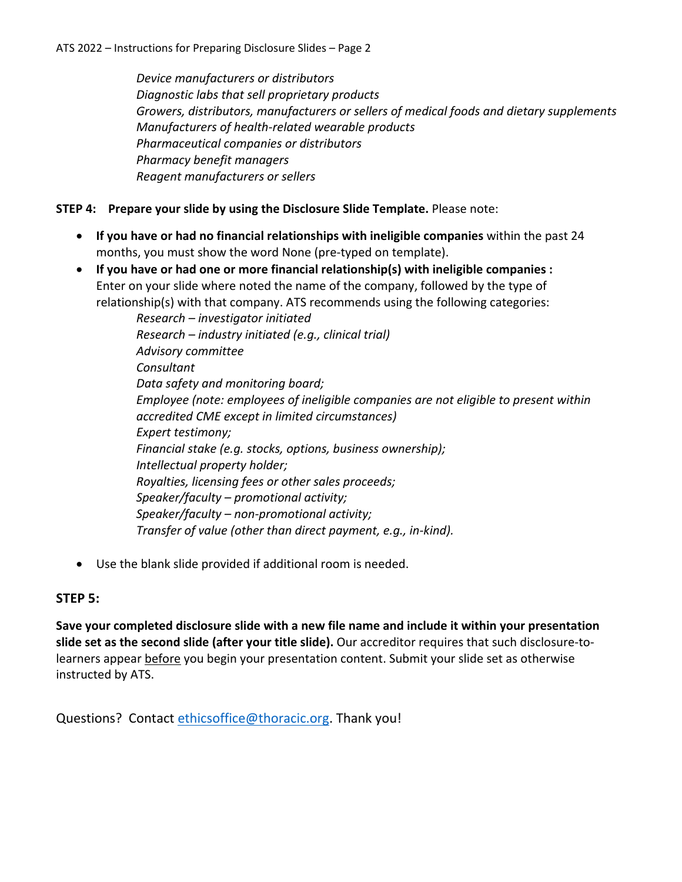*Device manufacturers or distributors*
*Diagnostic labs that sell proprietary products*
*Growers, distributors, manufacturers or sellers of medical foods and dietary supplements*
*Manufacturers of health-related wearable products*
*Pharmaceutical companies or distributors*
*Pharmacy benefit managers*
*Reagent manufacturers or sellers*

**STEP 4: Prepare your slide by using the Disclosure Slide Template.** Please note:

- **If you have or had no financial relationships with ineligible companies** within the past 24 months, you must show the word None (pre-typed on template).
- **If you have or had one or more financial relationship(s) with ineligible companies :** Enter on your slide where noted the name of the company, followed by the type of relationship(s) with that company. ATS recommends using the following categories:
  *Research – investigator initiated*
  *Research – industry initiated (e.g., clinical trial)*
  *Advisory committee*
  *Consultant*
  *Data safety and monitoring board;*
  *Employee (note: employees of ineligible companies are not eligible to present within accredited CME except in limited circumstances)*
  *Expert testimony;*
  *Financial stake (e.g. stocks, options, business ownership);*
  *Intellectual property holder;*
  *Royalties, licensing fees or other sales proceeds;*
  *Speaker/faculty – promotional activity;*
  *Speaker/faculty – non-promotional activity;*
  *Transfer of value (other than direct payment, e.g., in-kind).*
- Use the blank slide provided if additional room is needed.

**STEP 5:**

**Save your completed disclosure slide with a new file name and include it within your presentation slide set as the second slide (after your title slide).** Our accreditor requires that such disclosure-to-learners appear before you begin your presentation content. Submit your slide set as otherwise instructed by ATS.

Questions? Contact ethicsoffice@thoracic.org. Thank you!